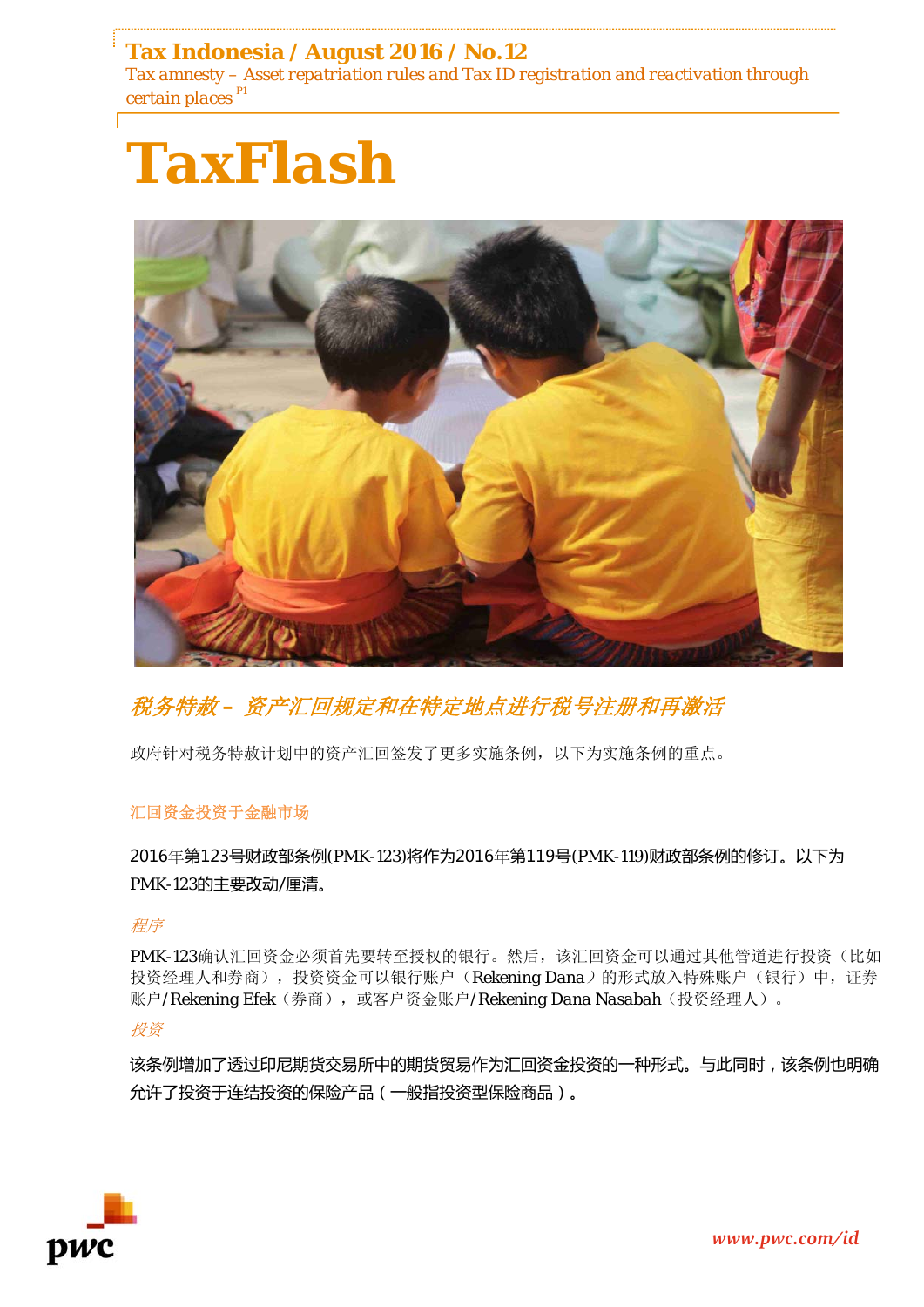# Tax Indonesia / August 2016 / No.12

Tax amnesty – Asset repatriation rules and Tax ID registration and reactivation through certain places [P1]

# TaxFlash

## *税务特赦 – 资产汇回规定和在特定地点进行税号注册和再激活*

政府针对税务特赦计划中的资产汇回签发了更多实施条例，以下为实施条例的重点。

### 汇回资金投资于金融市场

2016年第123号财政部条例(PMK-123)将作为2016年第119号(PMK-119)财政部条例的修订。以下为PMK-123的主要改动/厘清。

#### *程序*

PMK-123确认汇回资金必须首先要转至授权的银行。然后，该汇回资金可以通过其他管道进行投资（比如投资经理人和券商），投资资金可以银行账户（Rekening Dana）的形式放入特殊账户（银行）中，证券账户/Rekening Efek（券商），或客户资金账户/Rekening Dana Nasabah（投资经理人）。

#### *投资*

该条例增加了透过印尼期货交易所中的期货贸易作为汇回资金投资的一种形式。与此同时，该条例也明确允许了投资于连结投资的保险产品（一般指投资型保险商品）。

www.pwc.com/id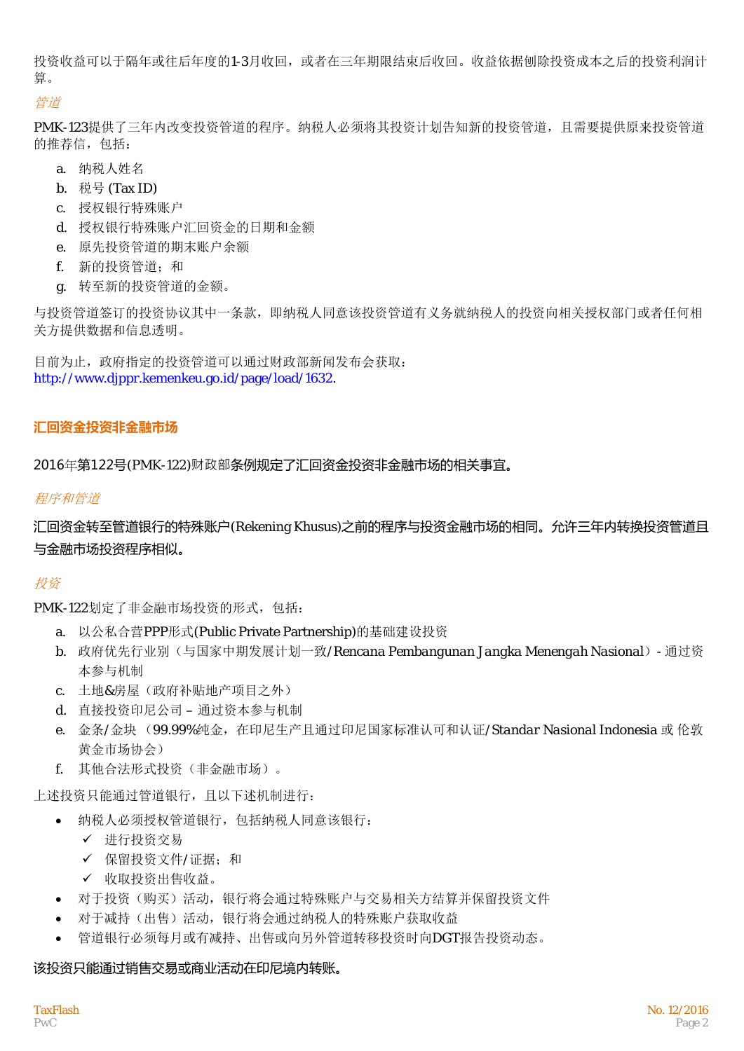投资收益可以于隔年或往后年度的1-3月收回，或者在三年期限结束后收回。收益依据刨除投资成本之后的投资利润计算。

*管道*

PMK-123提供了三年内改变投资管道的程序。纳税人必须将其投资计划告知新的投资管道，且需要提供原来投资管道的推荐信，包括：

a. 纳税人姓名
b. 税号 (Tax ID)
c. 授权银行特殊账户
d. 授权银行特殊账户汇回资金的日期和金额
e. 原先投资管道的期末账户余额
f. 新的投资管道；和
g. 转至新的投资管道的金额。

与投资管道签订的投资协议其中一条款，即纳税人同意该投资管道有义务就纳税人的投资向相关授权部门或者任何相关方提供数据和信息透明。

目前为止，政府指定的投资管道可以通过财政部新闻发布会获取：
http://www.djppr.kemenkeu.go.id/page/load/1632.

## 汇回资金投资非金融市场

2016年第122号(PMK-122)财政部条例规定了汇回资金投资非金融市场的相关事宜。

*程序和管道*

汇回资金转至管道银行的特殊账户(Rekening Khusus)之前的程序与投资金融市场的相同。允许三年内转换投资管道且与金融市场投资程序相似。

*投资*

PMK-122划定了非金融市场投资的形式，包括：

a. 以公私合营PPP形式(Public Private Partnership)的基础建设投资
b. 政府优先行业别（与国家中期发展计划一致/Rencana Pembangunan Jangka Menengah Nasional）- 通过资本参与机制
c. 土地&房屋（政府补贴地产项目之外）
d. 直接投资印尼公司 – 通过资本参与机制
e. 金条/金块 （99.99%纯金，在印尼生产且通过印尼国家标准认可和认证/Standar Nasional Indonesia 或 伦敦黄金市场协会）
f. 其他合法形式投资（非金融市场）。

上述投资只能通过管道银行，且以下述机制进行：

- 纳税人必须授权管道银行，包括纳税人同意该银行：
  - ✓ 进行投资交易
  - ✓ 保留投资文件/证据；和
  - ✓ 收取投资出售收益。
- 对于投资（购买）活动，银行将会通过特殊账户与交易相关方结算并保留投资文件
- 对于减持（出售）活动，银行将会通过纳税人的特殊账户获取收益
- 管道银行必须每月或有减持、出售或向另外管道转移投资时向DGT报告投资动态。

该投资只能通过销售交易或商业活动在印尼境内转账。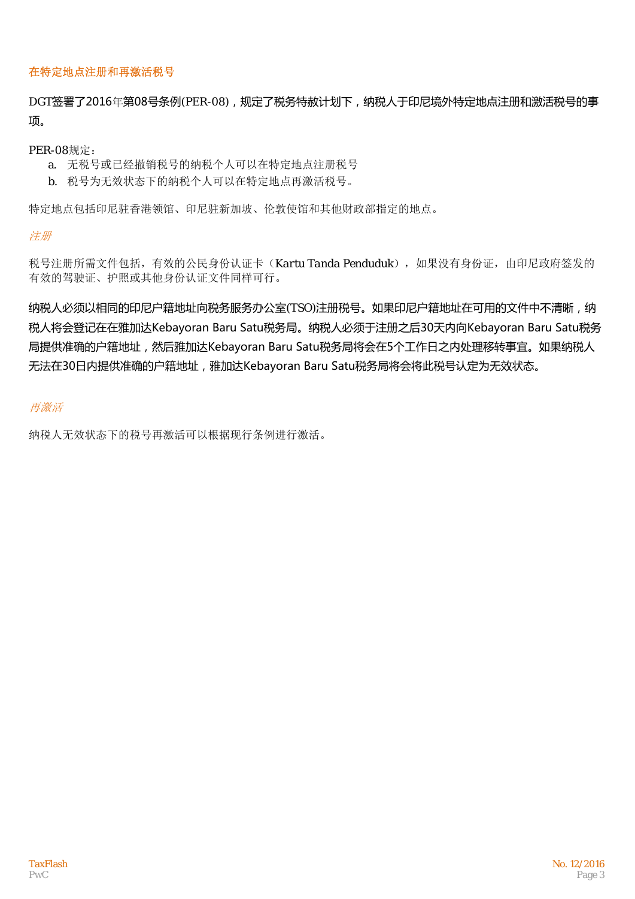## 在特定地点注册和再激活税号

DGT签署了2016年第08号条例(PER-08)，规定了税务特赦计划下，纳税人于印尼境外特定地点注册和激活税号的事项。

PER-08规定：

a. 无税号或已经撤销税号的纳税个人可以在特定地点注册税号
b. 税号为无效状态下的纳税个人可以在特定地点再激活税号。

特定地点包括印尼驻香港领馆、印尼驻新加坡、伦敦使馆和其他财政部指定的地点。

### *注册*

税号注册所需文件包括，有效的公民身份认证卡（Kartu Tanda Penduduk），如果没有身份证，由印尼政府签发的有效的驾驶证、护照或其他身份认证文件同样可行。

纳税人必须以相同的印尼户籍地址向税务服务办公室(TSO)注册税号。如果印尼户籍地址在可用的文件中不清晰，纳税人将会登记在在雅加达Kebayoran Baru Satu税务局。纳税人必须于注册之后30天内向Kebayoran Baru Satu税务局提供准确的户籍地址，然后雅加达Kebayoran Baru Satu税务局将会在5个工作日之内处理移转事宜。如果纳税人无法在30日内提供准确的户籍地址，雅加达Kebayoran Baru Satu税务局将会将此税号认定为无效状态。

### *再激活*

纳税人无效状态下的税号再激活可以根据现行条例进行激活。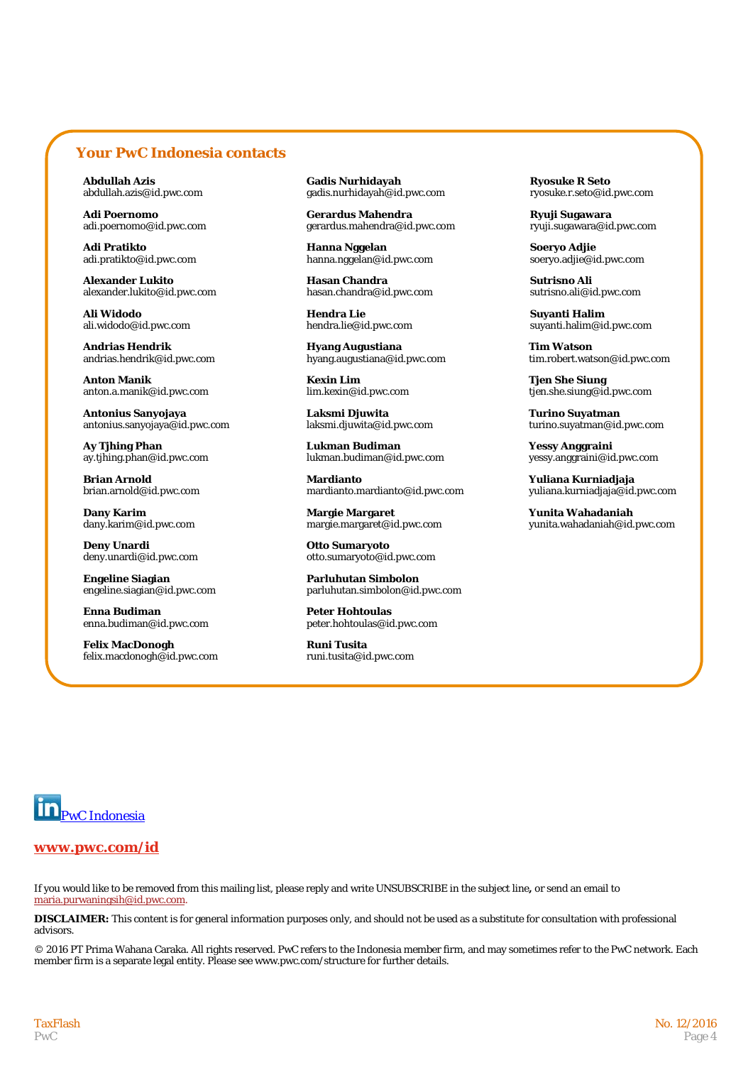## Your PwC Indonesia contacts

**Abdullah Azis**
abdullah.azis@id.pwc.com

**Adi Poernomo**
adi.poernomo@id.pwc.com

**Adi Pratikto**
adi.pratikto@id.pwc.com

**Alexander Lukito**
alexander.lukito@id.pwc.com

**Ali Widodo**
ali.widodo@id.pwc.com

**Andrias Hendrik**
andrias.hendrik@id.pwc.com

**Anton Manik**
anton.a.manik@id.pwc.com

**Antonius Sanyojaya**
antonius.sanyojaya@id.pwc.com

**Ay Tjhing Phan**
ay.tjhing.phan@id.pwc.com

**Brian Arnold**
brian.arnold@id.pwc.com

**Dany Karim**
dany.karim@id.pwc.com

**Deny Unardi**
deny.unardi@id.pwc.com

**Engeline Siagian**
engeline.siagian@id.pwc.com

**Enna Budiman**
enna.budiman@id.pwc.com

**Felix MacDonogh**
felix.macdonogh@id.pwc.com

**Gadis Nurhidayah**
gadis.nurhidayah@id.pwc.com

**Gerardus Mahendra**
gerardus.mahendra@id.pwc.com

**Hanna Nggelan**
hanna.nggelan@id.pwc.com

**Hasan Chandra**
hasan.chandra@id.pwc.com

**Hendra Lie**
hendra.lie@id.pwc.com

**Hyang Augustiana**
hyang.augustiana@id.pwc.com

**Kexin Lim**
lim.kexin@id.pwc.com

**Laksmi Djuwita**
laksmi.djuwita@id.pwc.com

**Lukman Budiman**
lukman.budiman@id.pwc.com

**Mardianto**
mardianto.mardianto@id.pwc.com

**Margie Margaret**
margie.margaret@id.pwc.com

**Otto Sumaryoto**
otto.sumaryoto@id.pwc.com

**Parluhutan Simbolon**
parluhutan.simbolon@id.pwc.com

**Peter Hohtoulas**
peter.hohtoulas@id.pwc.com

**Runi Tusita**
runi.tusita@id.pwc.com

**Ryosuke R Seto**
ryosuke.r.seto@id.pwc.com

**Ryuji Sugawara**
ryuji.sugawara@id.pwc.com

**Soeryo Adjie**
soeryo.adjie@id.pwc.com

**Sutrisno Ali**
sutrisno.ali@id.pwc.com

**Suyanti Halim**
suyanti.halim@id.pwc.com

**Tim Watson**
tim.robert.watson@id.pwc.com

**Tjen She Siung**
tjen.she.siung@id.pwc.com

**Turino Suyatman**
turino.suyatman@id.pwc.com

**Yessy Anggraini**
yessy.anggraini@id.pwc.com

**Yuliana Kurniadjaja**
yuliana.kurniadjaja@id.pwc.com

**Yunita Wahadaniah**
yunita.wahadaniah@id.pwc.com

PwC Indonesia

**www.pwc.com/id**

If you would like to be removed from this mailing list, please reply and write UNSUBSCRIBE in the subject line**,** or send an email to maria.purwaningsih@id.pwc.com.

**DISCLAIMER:** This content is for general information purposes only, and should not be used as a substitute for consultation with professional advisors.

© 2016 PT Prima Wahana Caraka. All rights reserved. PwC refers to the Indonesia member firm, and may sometimes refer to the PwC network. Each member firm is a separate legal entity. Please see www.pwc.com/structure for further details.